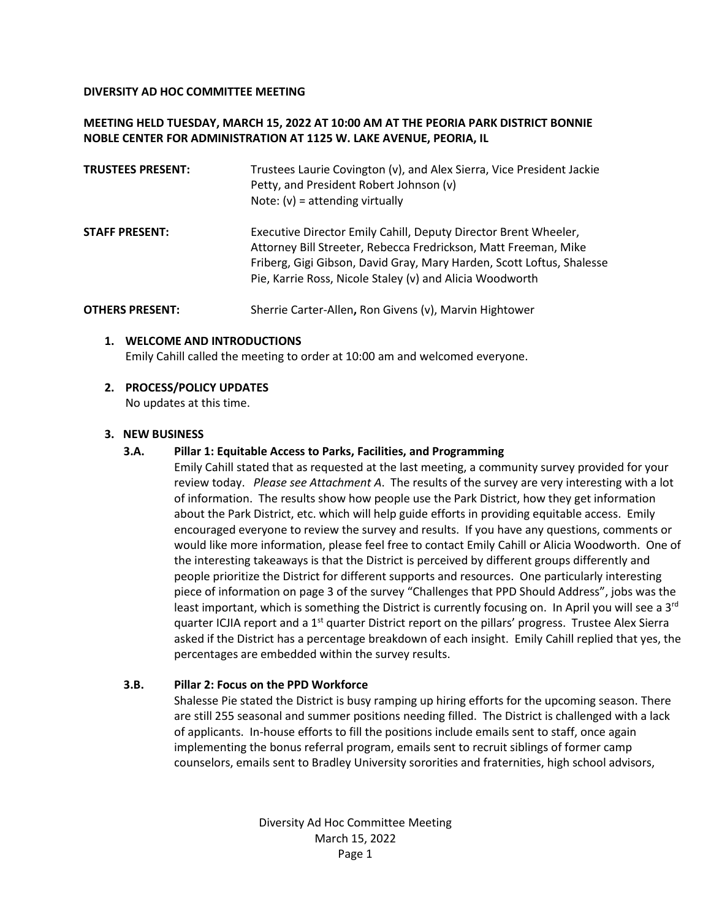**DIVERSITY AD HOC COMMITTEE MEETING**

**MEETING HELD TUESDAY, MARCH 15, 2022 AT 10:00 AM AT THE PEORIA PARK DISTRICT BONNIE NOBLE CENTER FOR ADMINISTRATION AT 1125 W. LAKE AVENUE, PEORIA, IL**

**TRUSTEES PRESENT:** Trustees Laurie Covington (v), and Alex Sierra, Vice President Jackie Petty, and President Robert Johnson (v)
Note: (v) = attending virtually

**STAFF PRESENT:** Executive Director Emily Cahill, Deputy Director Brent Wheeler, Attorney Bill Streeter, Rebecca Fredrickson, Matt Freeman, Mike Friberg, Gigi Gibson, David Gray, Mary Harden, Scott Loftus, Shalesse Pie, Karrie Ross, Nicole Staley (v) and Alicia Woodworth

**OTHERS PRESENT:** Sherrie Carter-Allen**,** Ron Givens (v), Marvin Hightower

1. **WELCOME AND INTRODUCTIONS**
   Emily Cahill called the meeting to order at 10:00 am and welcomed everyone.

2. **PROCESS/POLICY UPDATES**
   No updates at this time.

3. **NEW BUSINESS**

   **3.A. Pillar 1: Equitable Access to Parks, Facilities, and Programming**
   Emily Cahill stated that as requested at the last meeting, a community survey provided for your review today. *Please see Attachment A*. The results of the survey are very interesting with a lot of information. The results show how people use the Park District, how they get information about the Park District, etc. which will help guide efforts in providing equitable access. Emily encouraged everyone to review the survey and results. If you have any questions, comments or would like more information, please feel free to contact Emily Cahill or Alicia Woodworth. One of the interesting takeaways is that the District is perceived by different groups differently and people prioritize the District for different supports and resources. One particularly interesting piece of information on page 3 of the survey "Challenges that PPD Should Address", jobs was the least important, which is something the District is currently focusing on. In April you will see a 3rd quarter ICJIA report and a 1st quarter District report on the pillars' progress. Trustee Alex Sierra asked if the District has a percentage breakdown of each insight. Emily Cahill replied that yes, the percentages are embedded within the survey results.

   **3.B. Pillar 2: Focus on the PPD Workforce**
   Shalesse Pie stated the District is busy ramping up hiring efforts for the upcoming season. There are still 255 seasonal and summer positions needing filled. The District is challenged with a lack of applicants. In-house efforts to fill the positions include emails sent to staff, once again implementing the bonus referral program, emails sent to recruit siblings of former camp counselors, emails sent to Bradley University sororities and fraternities, high school advisors,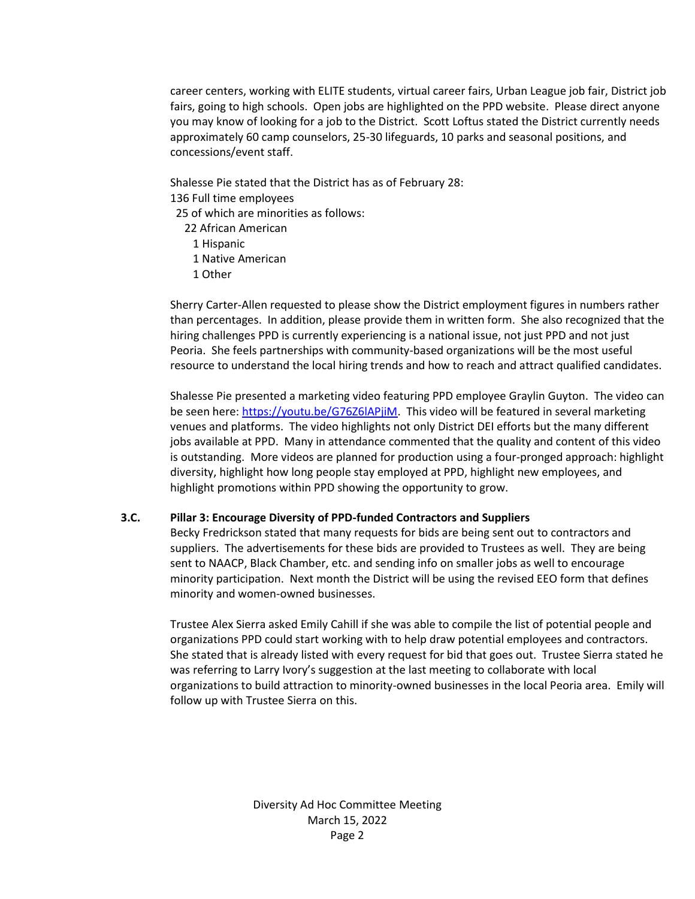career centers, working with ELITE students, virtual career fairs, Urban League job fair, District job fairs, going to high schools. Open jobs are highlighted on the PPD website. Please direct anyone you may know of looking for a job to the District. Scott Loftus stated the District currently needs approximately 60 camp counselors, 25-30 lifeguards, 10 parks and seasonal positions, and concessions/event staff.

Shalesse Pie stated that the District has as of February 28:

136 Full time employees
  25 of which are minorities as follows:
    22 African American
      1 Hispanic
      1 Native American
      1 Other

Sherry Carter-Allen requested to please show the District employment figures in numbers rather than percentages. In addition, please provide them in written form. She also recognized that the hiring challenges PPD is currently experiencing is a national issue, not just PPD and not just Peoria. She feels partnerships with community-based organizations will be the most useful resource to understand the local hiring trends and how to reach and attract qualified candidates.

Shalesse Pie presented a marketing video featuring PPD employee Graylin Guyton. The video can be seen here: https://youtu.be/G76Z6lAPjiM. This video will be featured in several marketing venues and platforms. The video highlights not only District DEI efforts but the many different jobs available at PPD. Many in attendance commented that the quality and content of this video is outstanding. More videos are planned for production using a four-pronged approach: highlight diversity, highlight how long people stay employed at PPD, highlight new employees, and highlight promotions within PPD showing the opportunity to grow.

**3.C. Pillar 3: Encourage Diversity of PPD-funded Contractors and Suppliers**

Becky Fredrickson stated that many requests for bids are being sent out to contractors and suppliers. The advertisements for these bids are provided to Trustees as well. They are being sent to NAACP, Black Chamber, etc. and sending info on smaller jobs as well to encourage minority participation. Next month the District will be using the revised EEO form that defines minority and women-owned businesses.

Trustee Alex Sierra asked Emily Cahill if she was able to compile the list of potential people and organizations PPD could start working with to help draw potential employees and contractors. She stated that is already listed with every request for bid that goes out. Trustee Sierra stated he was referring to Larry Ivory's suggestion at the last meeting to collaborate with local organizations to build attraction to minority-owned businesses in the local Peoria area. Emily will follow up with Trustee Sierra on this.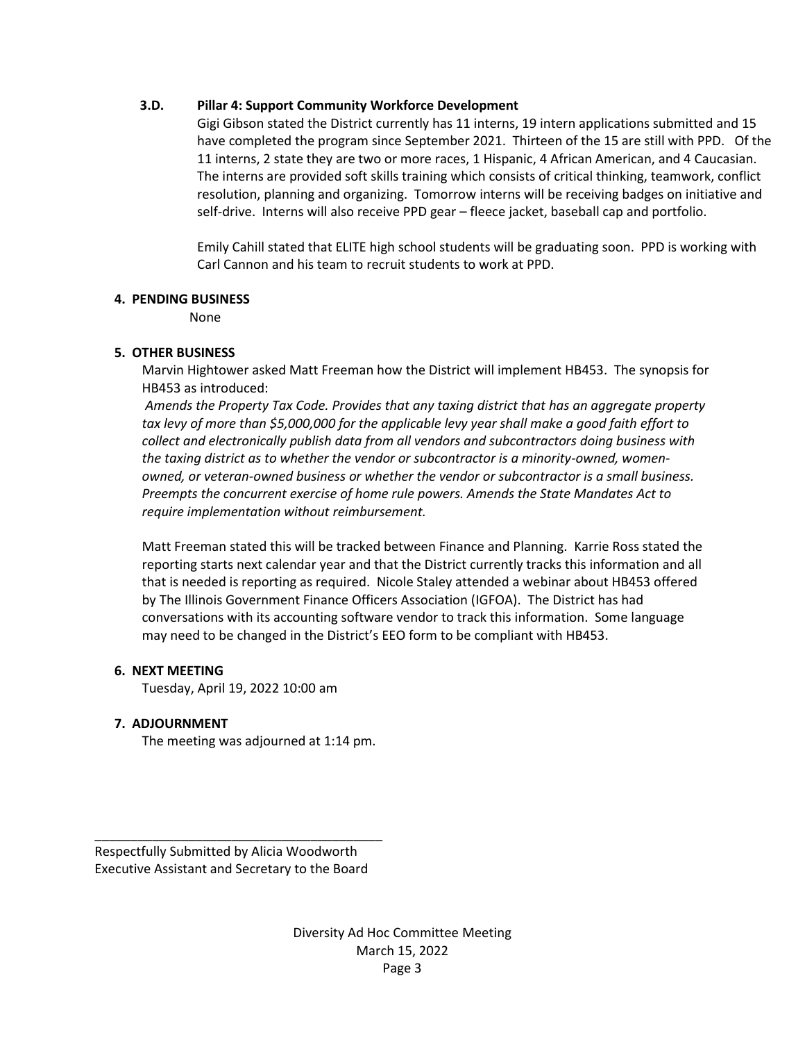### 3.D. Pillar 4: Support Community Workforce Development

Gigi Gibson stated the District currently has 11 interns, 19 intern applications submitted and 15 have completed the program since September 2021. Thirteen of the 15 are still with PPD. Of the 11 interns, 2 state they are two or more races, 1 Hispanic, 4 African American, and 4 Caucasian. The interns are provided soft skills training which consists of critical thinking, teamwork, conflict resolution, planning and organizing. Tomorrow interns will be receiving badges on initiative and self-drive. Interns will also receive PPD gear – fleece jacket, baseball cap and portfolio.

Emily Cahill stated that ELITE high school students will be graduating soon. PPD is working with Carl Cannon and his team to recruit students to work at PPD.

## 4. PENDING BUSINESS

None

## 5. OTHER BUSINESS

Marvin Hightower asked Matt Freeman how the District will implement HB453. The synopsis for HB453 as introduced:

*Amends the Property Tax Code. Provides that any taxing district that has an aggregate property tax levy of more than $5,000,000 for the applicable levy year shall make a good faith effort to collect and electronically publish data from all vendors and subcontractors doing business with the taxing district as to whether the vendor or subcontractor is a minority-owned, women-owned, or veteran-owned business or whether the vendor or subcontractor is a small business. Preempts the concurrent exercise of home rule powers. Amends the State Mandates Act to require implementation without reimbursement.*

Matt Freeman stated this will be tracked between Finance and Planning. Karrie Ross stated the reporting starts next calendar year and that the District currently tracks this information and all that is needed is reporting as required. Nicole Staley attended a webinar about HB453 offered by The Illinois Government Finance Officers Association (IGFOA). The District has had conversations with its accounting software vendor to track this information. Some language may need to be changed in the District's EEO form to be compliant with HB453.

## 6. NEXT MEETING

Tuesday, April 19, 2022 10:00 am

## 7. ADJOURNMENT

The meeting was adjourned at 1:14 pm.

\_\_\_\_\_\_\_\_\_\_\_\_\_\_\_\_\_\_\_\_\_\_\_\_\_\_\_\_\_\_\_\_\_\_\_\_\_\_\_\_

Respectfully Submitted by Alicia Woodworth
Executive Assistant and Secretary to the Board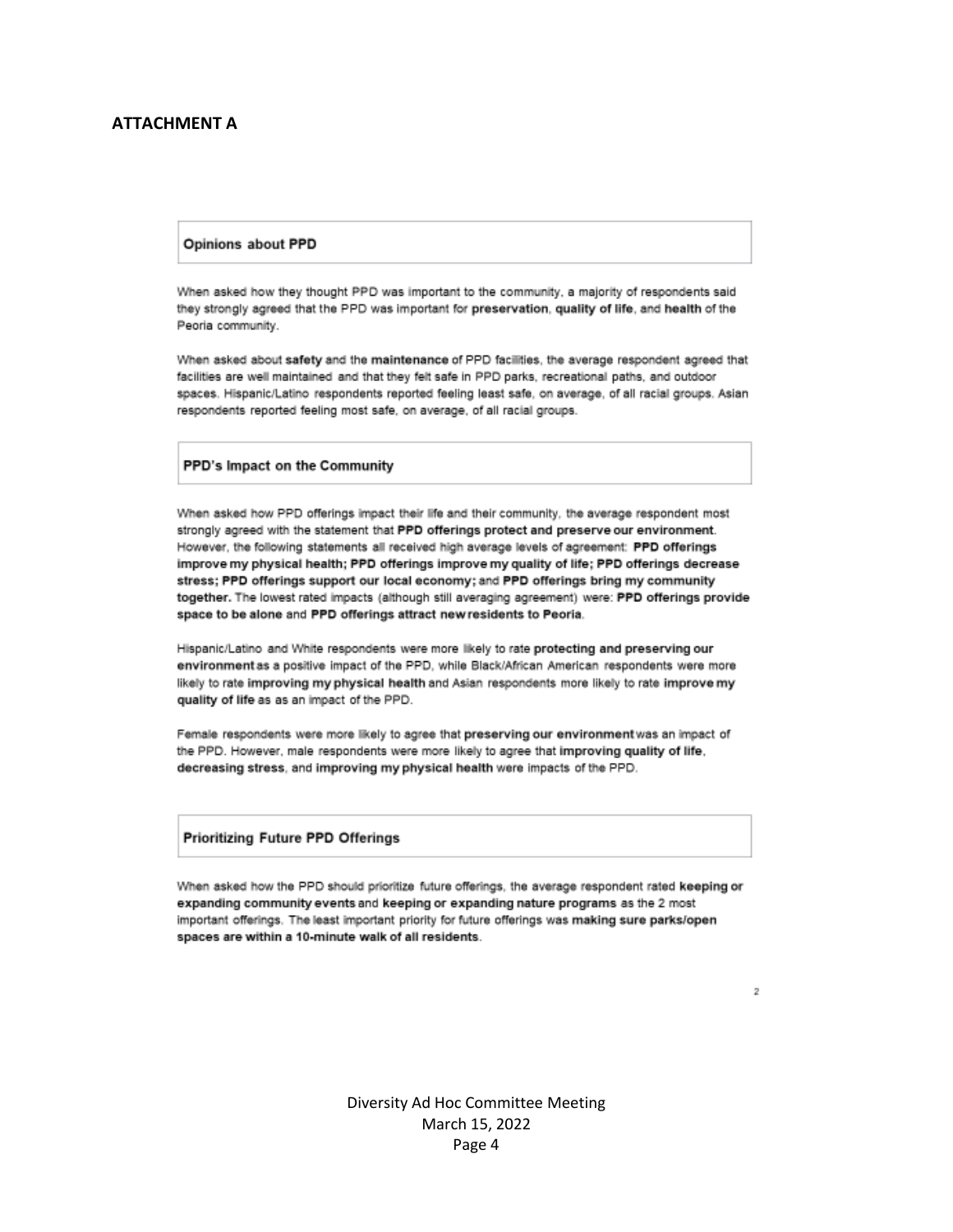**ATTACHMENT A**

## Opinions about PPD

When asked how they thought PPD was important to the community, a majority of respondents said they strongly agreed that the PPD was important for **preservation**, **quality of life**, and **health** of the Peoria community.

When asked about **safety** and the **maintenance** of PPD facilities, the average respondent agreed that facilities are well maintained and that they felt safe in PPD parks, recreational paths, and outdoor spaces. Hispanic/Latino respondents reported feeling least safe, on average, of all racial groups. Asian respondents reported feeling most safe, on average, of all racial groups.

## PPD's Impact on the Community

When asked how PPD offerings impact their life and their community, the average respondent most strongly agreed with the statement that **PPD offerings protect and preserve our environment**. However, the following statements all received high average levels of agreement: **PPD offerings improve my physical health; PPD offerings improve my quality of life; PPD offerings decrease stress; PPD offerings support our local economy;** and **PPD offerings bring my community together.** The lowest rated impacts (although still averaging agreement) were: **PPD offerings provide space to be alone** and **PPD offerings attract new residents to Peoria**.

Hispanic/Latino and White respondents were more likely to rate **protecting and preserving our environment** as a positive impact of the PPD, while Black/African American respondents were more likely to rate **improving my physical health** and Asian respondents more likely to rate **improve my quality of life** as as an impact of the PPD.

Female respondents were more likely to agree that **preserving our environment** was an impact of the PPD. However, male respondents were more likely to agree that **improving quality of life**, **decreasing stress**, and **improving my physical health** were impacts of the PPD.

## Prioritizing Future PPD Offerings

When asked how the PPD should prioritize future offerings, the average respondent rated **keeping or expanding community events** and **keeping or expanding nature programs** as the 2 most important offerings. The least important priority for future offerings was **making sure parks/open spaces are within a 10-minute walk of all residents**.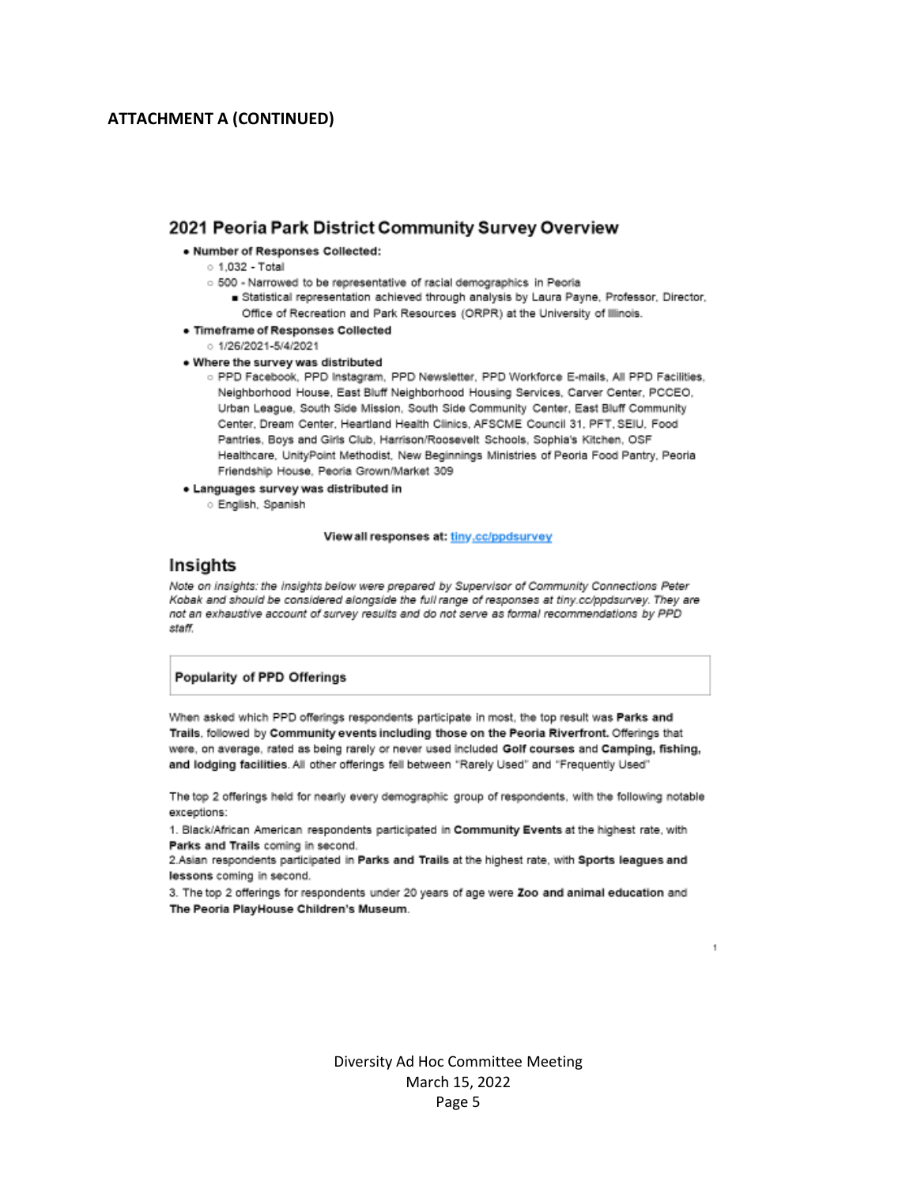**ATTACHMENT A (CONTINUED)**

## 2021 Peoria Park District Community Survey Overview

- **Number of Responses Collected:**
  - 1,032 - Total
  - 500 - Narrowed to be representative of racial demographics in Peoria
    - Statistical representation achieved through analysis by Laura Payne, Professor, Director, Office of Recreation and Park Resources (ORPR) at the University of Illinois.
- **Timeframe of Responses Collected**
  - 1/26/2021-5/4/2021
- **Where the survey was distributed**
  - PPD Facebook, PPD Instagram, PPD Newsletter, PPD Workforce E-mails, All PPD Facilities, Neighborhood House, East Bluff Neighborhood Housing Services, Carver Center, PCCEO, Urban League, South Side Mission, South Side Community Center, East Bluff Community Center, Dream Center, Heartland Health Clinics, AFSCME Council 31, PFT, SEIU, Food Pantries, Boys and Girls Club, Harrison/Roosevelt Schools, Sophia's Kitchen, OSF Healthcare, UnityPoint Methodist, New Beginnings Ministries of Peoria Food Pantry, Peoria Friendship House, Peoria Grown/Market 309
- **Languages survey was distributed in**
  - English, Spanish

**View all responses at:** tiny.cc/ppdsurvey

## Insights

*Note on insights: the insights below were prepared by Supervisor of Community Connections Peter Kobak and should be considered alongside the full range of responses at tiny.cc/ppdsurvey. They are not an exhaustive account of survey results and do not serve as formal recommendations by PPD staff.*

### Popularity of PPD Offerings

When asked which PPD offerings respondents participate in most, the top result was **Parks and Trails**, followed by **Community events including those on the Peoria Riverfront.** Offerings that were, on average, rated as being rarely or never used included **Golf courses** and **Camping, fishing, and lodging facilities**. All other offerings fell between "Rarely Used" and "Frequently Used"

The top 2 offerings held for nearly every demographic group of respondents, with the following notable exceptions:

1. Black/African American respondents participated in **Community Events** at the highest rate, with **Parks and Trails** coming in second.
2. Asian respondents participated in **Parks and Trails** at the highest rate, with **Sports leagues and lessons** coming in second.
3. The top 2 offerings for respondents under 20 years of age were **Zoo and animal education** and **The Peoria PlayHouse Children's Museum**.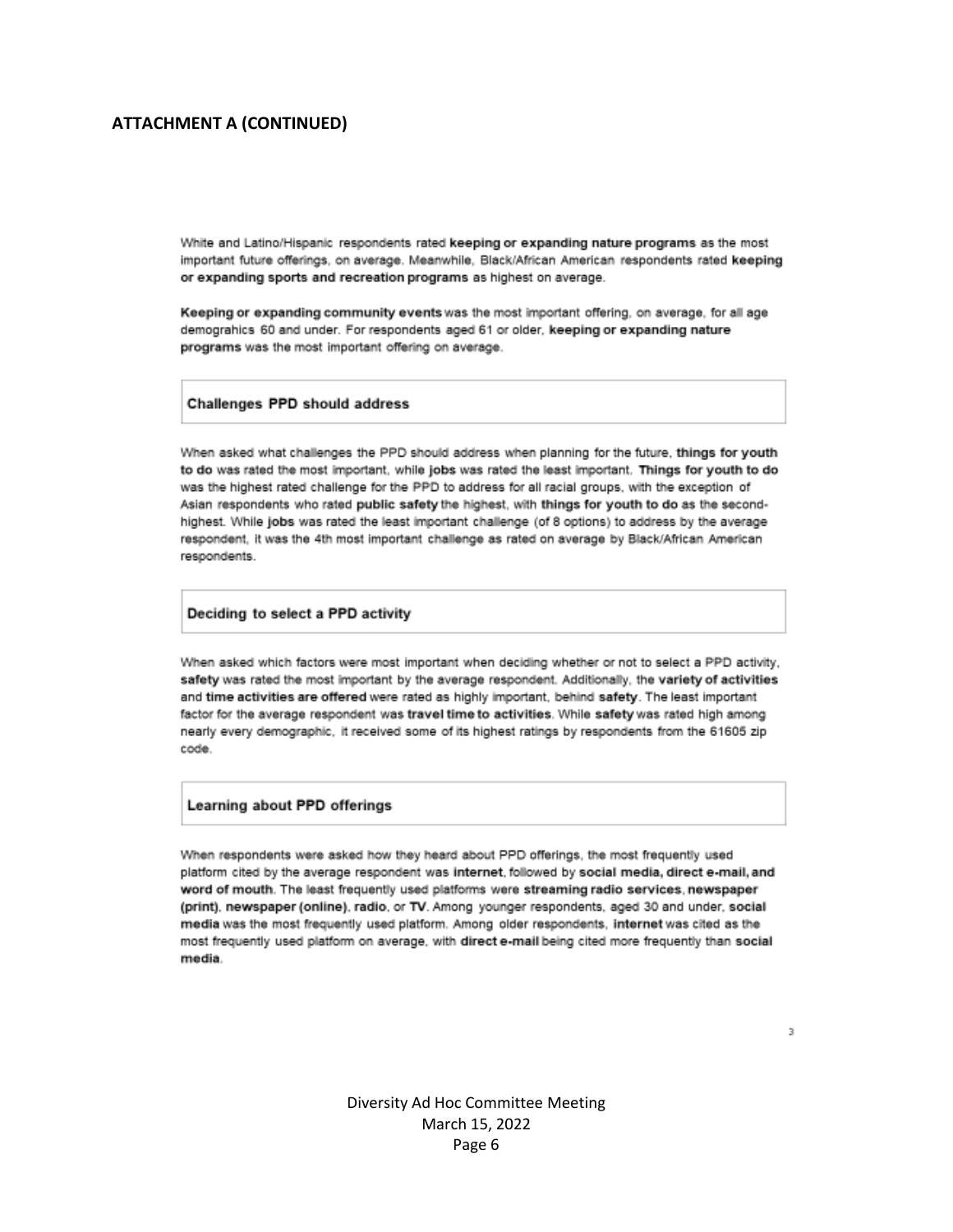## ATTACHMENT A (CONTINUED)

White and Latino/Hispanic respondents rated **keeping or expanding nature programs** as the most important future offerings, on average. Meanwhile, Black/African American respondents rated **keeping or expanding sports and recreation programs** as highest on average.

**Keeping or expanding community events** was the most important offering, on average, for all age demograhics 60 and under. For respondents aged 61 or older, **keeping or expanding nature programs** was the most important offering on average.

### Challenges PPD should address

When asked what challenges the PPD should address when planning for the future, **things for youth to do** was rated the most important, while **jobs** was rated the least important. **Things for youth to do** was the highest rated challenge for the PPD to address for all racial groups, with the exception of Asian respondents who rated **public safety** the highest, with **things for youth to do** as the second-highest. While **jobs** was rated the least important challenge (of 8 options) to address by the average respondent, it was the 4th most important challenge as rated on average by Black/African American respondents.

### Deciding to select a PPD activity

When asked which factors were most important when deciding whether or not to select a PPD activity, **safety** was rated the most important by the average respondent. Additionally, the **variety of activities** and **time activities are offered** were rated as highly important, behind **safety**. The least important factor for the average respondent was **travel time to activities**. While **safety** was rated high among nearly every demographic, it received some of its highest ratings by respondents from the 61605 zip code.

### Learning about PPD offerings

When respondents were asked how they heard about PPD offerings, the most frequently used platform cited by the average respondent was **internet**, followed by **social media, direct e-mail, and word of mouth**. The least frequently used platforms were **streaming radio services**, **newspaper (print)**, **newspaper (online)**, **radio**, or **TV**. Among younger respondents, aged 30 and under, **social media** was the most frequently used platform. Among older respondents, **internet** was cited as the most frequently used platform on average, with **direct e-mail** being cited more frequently than **social media**.

Diversity Ad Hoc Committee Meeting
March 15, 2022